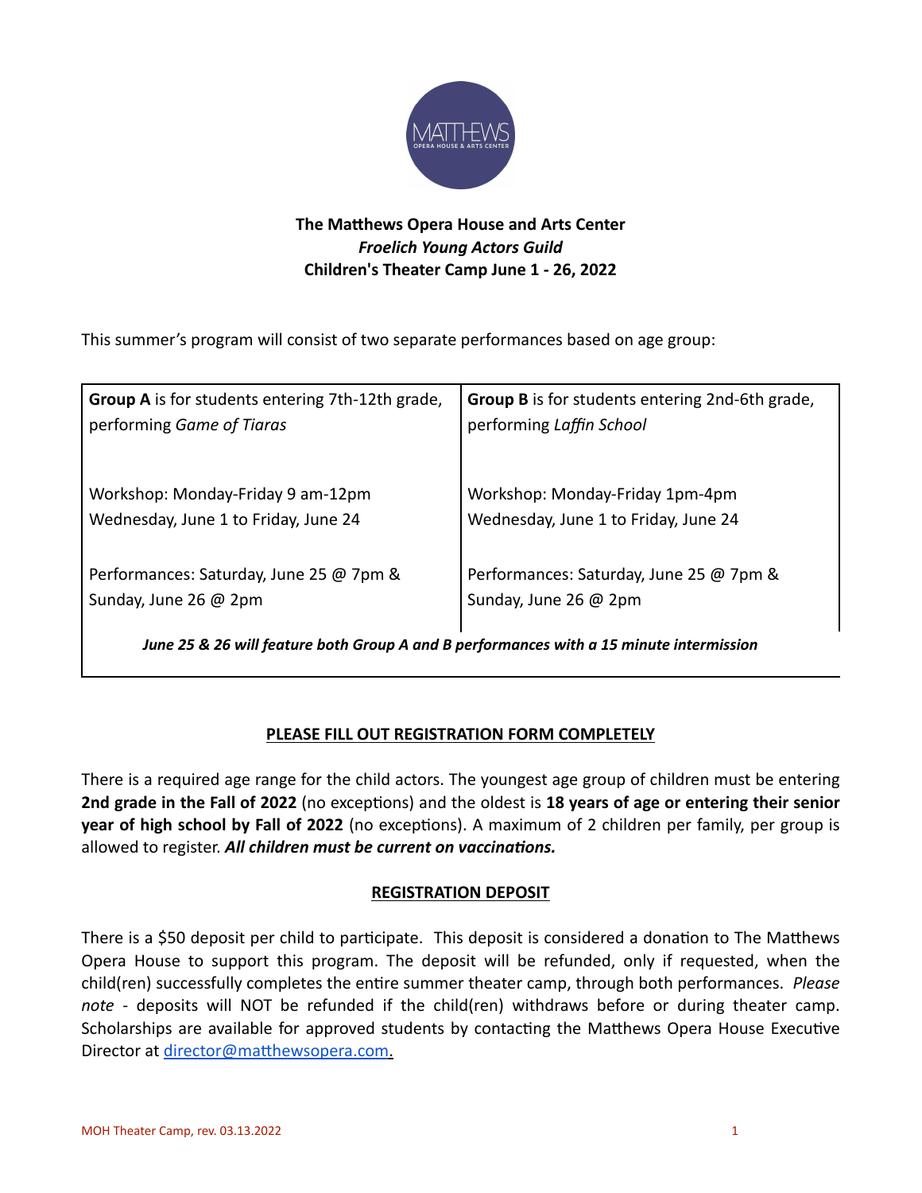**The Matthews Opera House and Arts Center**
***Froelich Young Actors Guild***
**Children's Theater Camp June 1 - 26, 2022**

This summer's program will consist of two separate performances based on age group:

| **Group A** is for students entering 7th-12th grade, performing *Game of Tiaras* | **Group B** is for students entering 2nd-6th grade, performing *Laffin School* |
|---|---|
| Workshop: Monday-Friday 9 am-12pm<br>Wednesday, June 1 to Friday, June 24 | Workshop: Monday-Friday 1pm-4pm<br>Wednesday, June 1 to Friday, June 24 |
| Performances: Saturday, June 25 @ 7pm & Sunday, June 26 @ 2pm | Performances: Saturday, June 25 @ 7pm & Sunday, June 26 @ 2pm |

***June 25 & 26 will feature both Group A and B performances with a 15 minute intermission***

**PLEASE FILL OUT REGISTRATION FORM COMPLETELY**

There is a required age range for the child actors. The youngest age group of children must be entering **2nd grade in the Fall of 2022** (no exceptions) and the oldest is **18 years of age or entering their senior year of high school by Fall of 2022** (no exceptions). A maximum of 2 children per family, per group is allowed to register. ***All children must be current on vaccinations.***

**REGISTRATION DEPOSIT**

There is a $50 deposit per child to participate. This deposit is considered a donation to The Matthews Opera House to support this program. The deposit will be refunded, only if requested, when the child(ren) successfully completes the entire summer theater camp, through both performances. *Please note* - deposits will NOT be refunded if the child(ren) withdraws before or during theater camp. Scholarships are available for approved students by contacting the Matthews Opera House Executive Director at director@matthewsopera.com.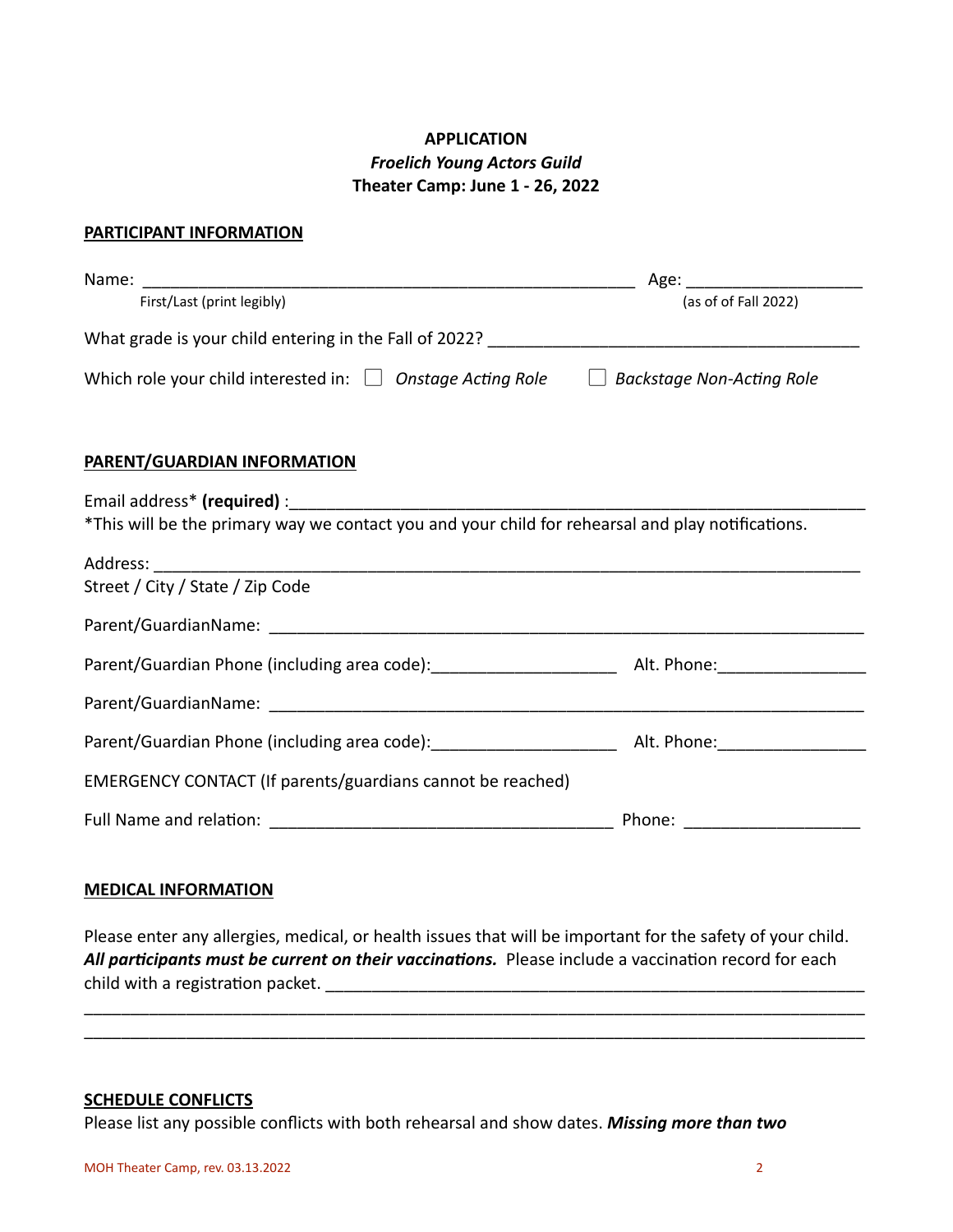**APPLICATION**
***Froelich Young Actors Guild***
**Theater Camp: June 1 - 26, 2022**

## PARTICIPANT INFORMATION

Name: ________________________________________________ Age: ________________
First/Last (print legibly) (as of of Fall 2022)

What grade is your child entering in the Fall of 2022? ____________________________________

Which role your child interested in: ☐ *Onstage Acting Role* ☐ *Backstage Non-Acting Role*

## PARENT/GUARDIAN INFORMATION

Email address* **(required)** :________________________________________________________
*This will be the primary way we contact you and your child for rehearsal and play notifications.

Address: _____________________________________________________________________
Street / City / State / Zip Code

Parent/GuardianName: ________________________________________________________

Parent/Guardian Phone (including area code):__________________ Alt. Phone:______________

Parent/GuardianName: ________________________________________________________

Parent/Guardian Phone (including area code):__________________ Alt. Phone:______________

EMERGENCY CONTACT (If parents/guardians cannot be reached)

Full Name and relation: ________________________________ Phone: _________________

## MEDICAL INFORMATION

Please enter any allergies, medical, or health issues that will be important for the safety of your child. ***All participants must be current on their vaccinations.*** Please include a vaccination record for each child with a registration packet. ____________________________________________________
_____________________________________________________________________________
_____________________________________________________________________________

## SCHEDULE CONFLICTS

Please list any possible conflicts with both rehearsal and show dates. ***Missing more than two***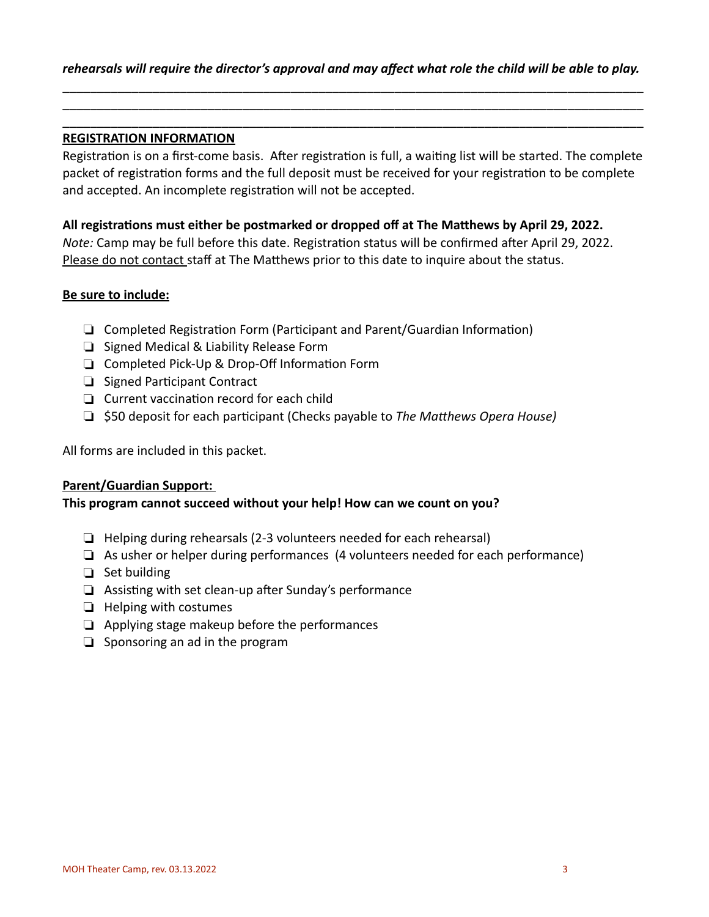***rehearsals will require the director's approval and may affect what role the child will be able to play.***

\_\_\_\_\_\_\_\_\_\_\_\_\_\_\_\_\_\_\_\_\_\_\_\_\_\_\_\_\_\_\_\_\_\_\_\_\_\_\_\_\_\_\_\_\_\_\_\_\_\_\_\_\_\_\_\_\_\_\_\_\_\_\_\_\_\_\_\_\_\_\_\_\_\_\_\_\_\_\_\_\_\_\_\_\_\_\_\_\_\_

\_\_\_\_\_\_\_\_\_\_\_\_\_\_\_\_\_\_\_\_\_\_\_\_\_\_\_\_\_\_\_\_\_\_\_\_\_\_\_\_\_\_\_\_\_\_\_\_\_\_\_\_\_\_\_\_\_\_\_\_\_\_\_\_\_\_\_\_\_\_\_\_\_\_\_\_\_\_\_\_\_\_\_\_\_\_\_\_\_\_

\_\_\_\_\_\_\_\_\_\_\_\_\_\_\_\_\_\_\_\_\_\_\_\_\_\_\_\_\_\_\_\_\_\_\_\_\_\_\_\_\_\_\_\_\_\_\_\_\_\_\_\_\_\_\_\_\_\_\_\_\_\_\_\_\_\_\_\_\_\_\_\_\_\_\_\_\_\_\_\_\_\_\_\_\_\_\_\_\_\_

**REGISTRATION INFORMATION**

Registration is on a first-come basis. After registration is full, a waiting list will be started. The complete packet of registration forms and the full deposit must be received for your registration to be complete and accepted. An incomplete registration will not be accepted.

**All registrations must either be postmarked or dropped off at The Matthews by April 29, 2022.**

*Note:* Camp may be full before this date. Registration status will be confirmed after April 29, 2022. Please do not contact staff at The Matthews prior to this date to inquire about the status.

**Be sure to include:**

- ❑ Completed Registration Form (Participant and Parent/Guardian Information)
- ❑ Signed Medical & Liability Release Form
- ❑ Completed Pick-Up & Drop-Off Information Form
- ❑ Signed Participant Contract
- ❑ Current vaccination record for each child
- ❑ $50 deposit for each participant (Checks payable to *The Matthews Opera House)*

All forms are included in this packet.

**Parent/Guardian Support:**

**This program cannot succeed without your help! How can we count on you?**

- ❑ Helping during rehearsals (2-3 volunteers needed for each rehearsal)
- ❑ As usher or helper during performances (4 volunteers needed for each performance)
- ❑ Set building
- ❑ Assisting with set clean-up after Sunday's performance
- ❑ Helping with costumes
- ❑ Applying stage makeup before the performances
- ❑ Sponsoring an ad in the program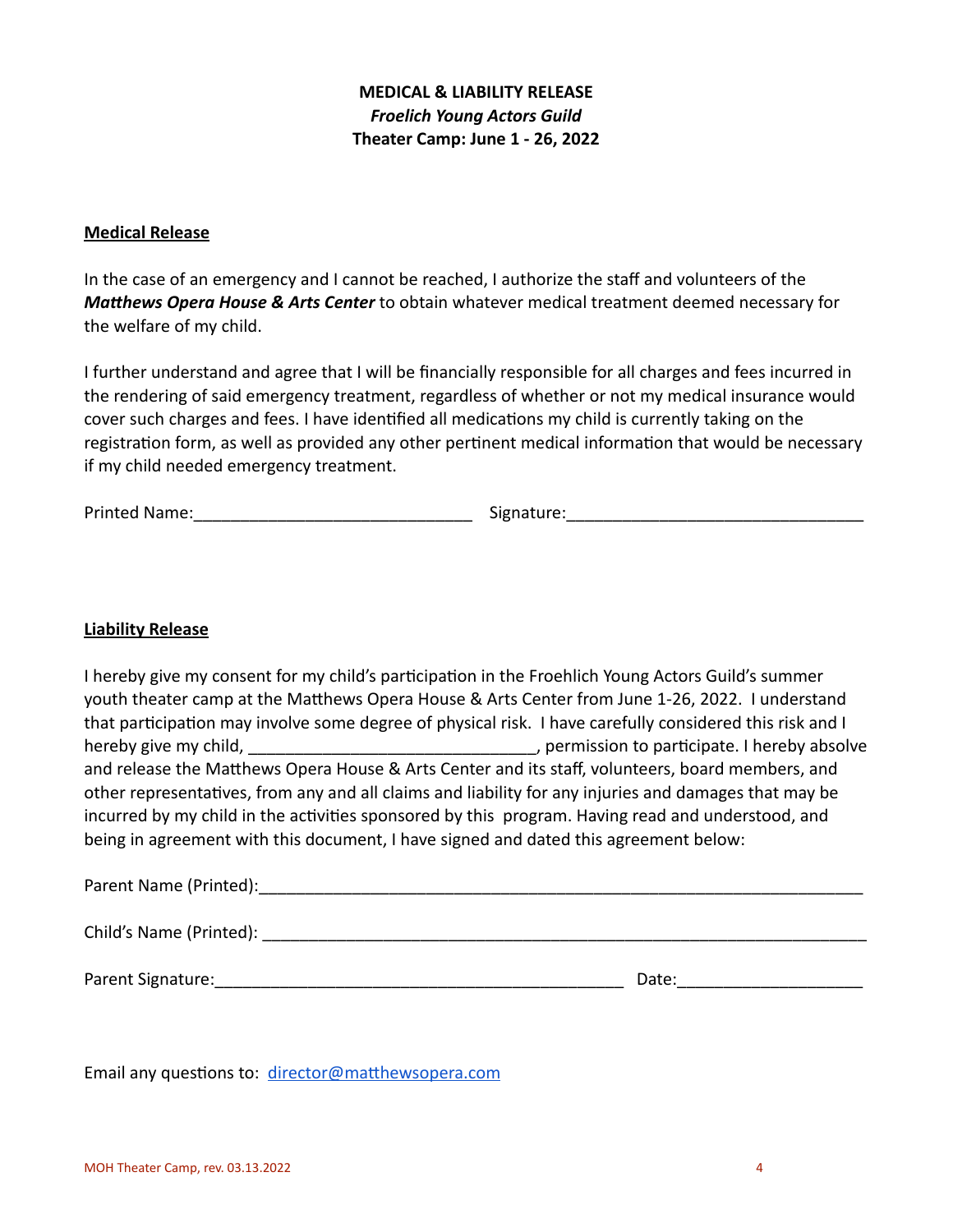**MEDICAL & LIABILITY RELEASE**
***Froelich Young Actors Guild***
**Theater Camp: June 1 - 26, 2022**

**Medical Release**

In the case of an emergency and I cannot be reached, I authorize the staff and volunteers of the ***Matthews Opera House & Arts Center*** to obtain whatever medical treatment deemed necessary for the welfare of my child.

I further understand and agree that I will be financially responsible for all charges and fees incurred in the rendering of said emergency treatment, regardless of whether or not my medical insurance would cover such charges and fees. I have identified all medications my child is currently taking on the registration form, as well as provided any other pertinent medical information that would be necessary if my child needed emergency treatment.

Printed Name:_______________________________ Signature:_________________________________

**Liability Release**

I hereby give my consent for my child's participation in the Froehlich Young Actors Guild's summer youth theater camp at the Matthews Opera House & Arts Center from June 1-26, 2022. I understand that participation may involve some degree of physical risk. I have carefully considered this risk and I hereby give my child, _______________________________, permission to participate. I hereby absolve and release the Matthews Opera House & Arts Center and its staff, volunteers, board members, and other representatives, from any and all claims and liability for any injuries and damages that may be incurred by my child in the activities sponsored by this program. Having read and understood, and being in agreement with this document, I have signed and dated this agreement below:

Parent Name (Printed):_____________________________________________________________________

Child's Name (Printed): _____________________________________________________________________

Parent Signature:_____________________________________________ Date:____________________

Email any questions to: director@matthewsopera.com

MOH Theater Camp, rev. 03.13.2022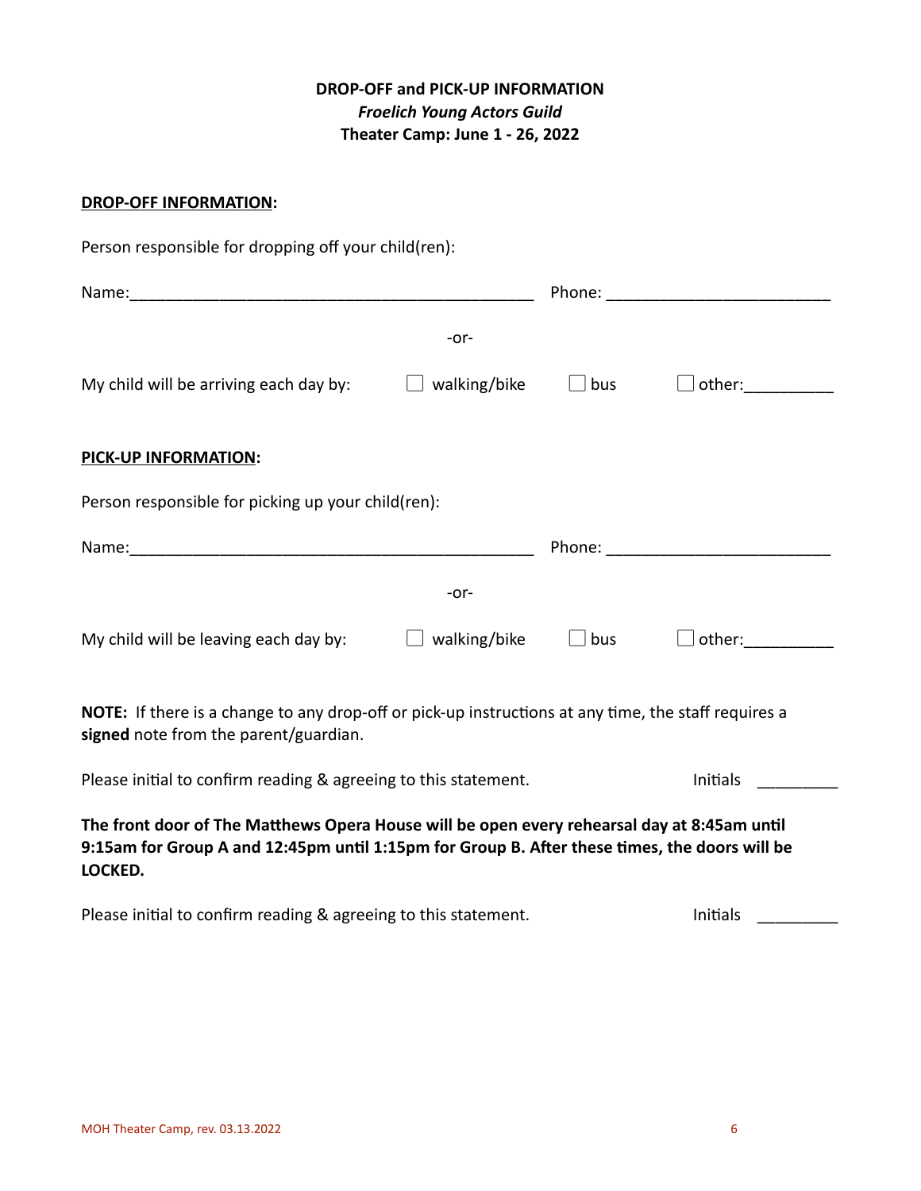**DROP-OFF and PICK-UP INFORMATION**
***Froelich Young Actors Guild***
**Theater Camp: June 1 - 26, 2022**

**DROP-OFF INFORMATION:**

Person responsible for dropping off your child(ren):

Name:_______________________________________________ Phone: _________________________

-or-

My child will be arriving each day by: ☐ walking/bike ☐ bus ☐ other:__________

**PICK-UP INFORMATION:**

Person responsible for picking up your child(ren):

Name:_______________________________________________ Phone: _________________________

-or-

My child will be leaving each day by: ☐ walking/bike ☐ bus ☐ other:__________

**NOTE:** If there is a change to any drop-off or pick-up instructions at any time, the staff requires a **signed** note from the parent/guardian.

Please initial to confirm reading & agreeing to this statement. Initials _________

**The front door of The Matthews Opera House will be open every rehearsal day at 8:45am until 9:15am for Group A and 12:45pm until 1:15pm for Group B. After these times, the doors will be LOCKED.**

Please initial to confirm reading & agreeing to this statement. Initials _________

MOH Theater Camp, rev. 03.13.2022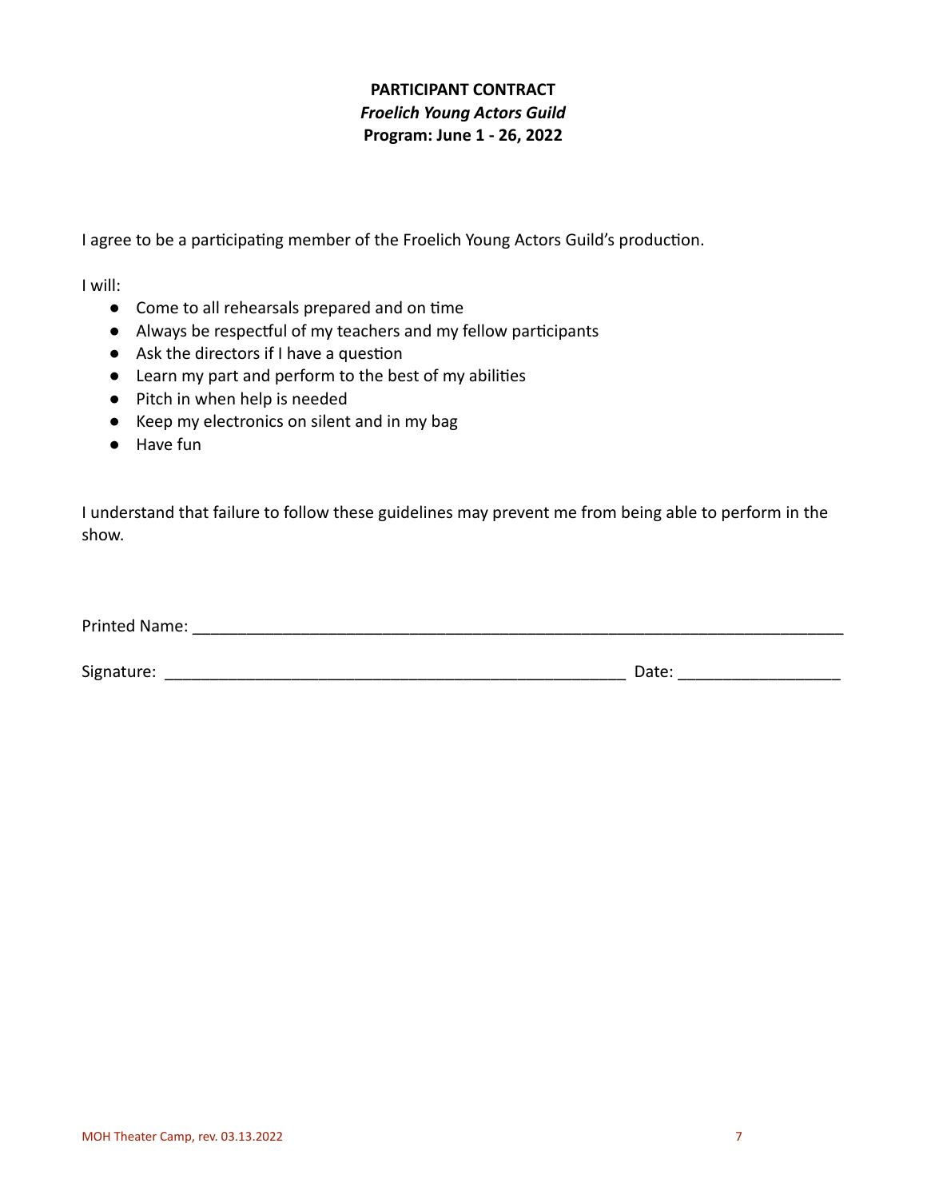**PARTICIPANT CONTRACT**
***Froelich Young Actors Guild***
**Program: June 1 - 26, 2022**

I agree to be a participating member of the Froelich Young Actors Guild's production.

I will:

- Come to all rehearsals prepared and on time
- Always be respectful of my teachers and my fellow participants
- Ask the directors if I have a question
- Learn my part and perform to the best of my abilities
- Pitch in when help is needed
- Keep my electronics on silent and in my bag
- Have fun

I understand that failure to follow these guidelines may prevent me from being able to perform in the show.

Printed Name: ___________________________________________________________________________

Signature: ____________________________________________________ Date: ___________________